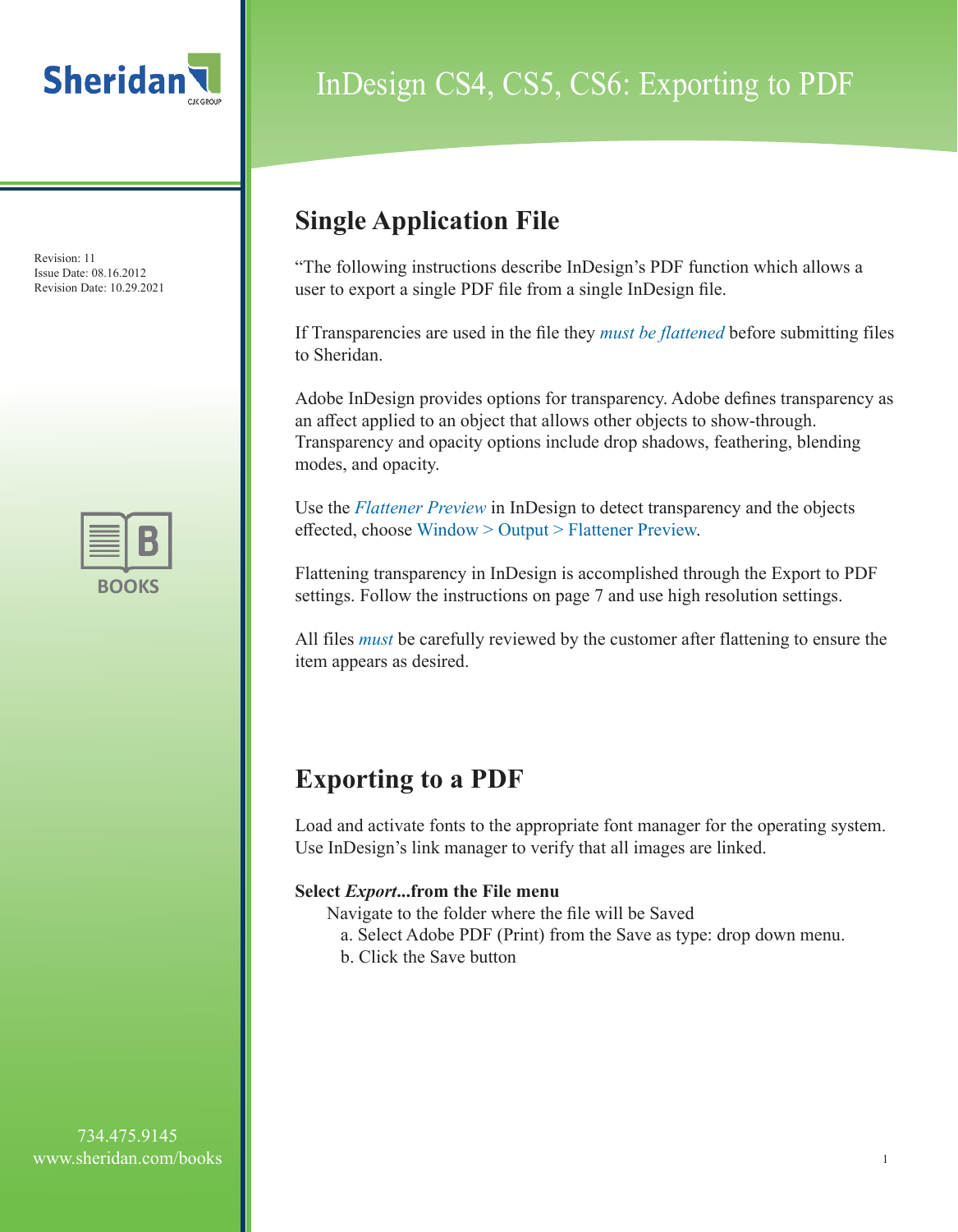# InDesign CS4, CS5, CS6: Exporting to PDF

Revision: 11
Issue Date: 08.16.2012
Revision Date: 10.29.2021

## Single Application File

"The following instructions describe InDesign's PDF function which allows a user to export a single PDF file from a single InDesign file.

If Transparencies are used in the file they *must be flattened* before submitting files to Sheridan.

Adobe InDesign provides options for transparency. Adobe defines transparency as an affect applied to an object that allows other objects to show-through. Transparency and opacity options include drop shadows, feathering, blending modes, and opacity.

Use the *Flattener Preview* in InDesign to detect transparency and the objects effected, choose Window > Output > Flattener Preview.

Flattening transparency in InDesign is accomplished through the Export to PDF settings. Follow the instructions on page 7 and use high resolution settings.

All files *must* be carefully reviewed by the customer after flattening to ensure the item appears as desired.

## Exporting to a PDF

Load and activate fonts to the appropriate font manager for the operating system. Use InDesign's link manager to verify that all images are linked.

**Select *Export*...from the File menu**

Navigate to the folder where the file will be Saved

a. Select Adobe PDF (Print) from the Save as type: drop down menu.
b. Click the Save button

734.475.9145
www.sheridan.com/books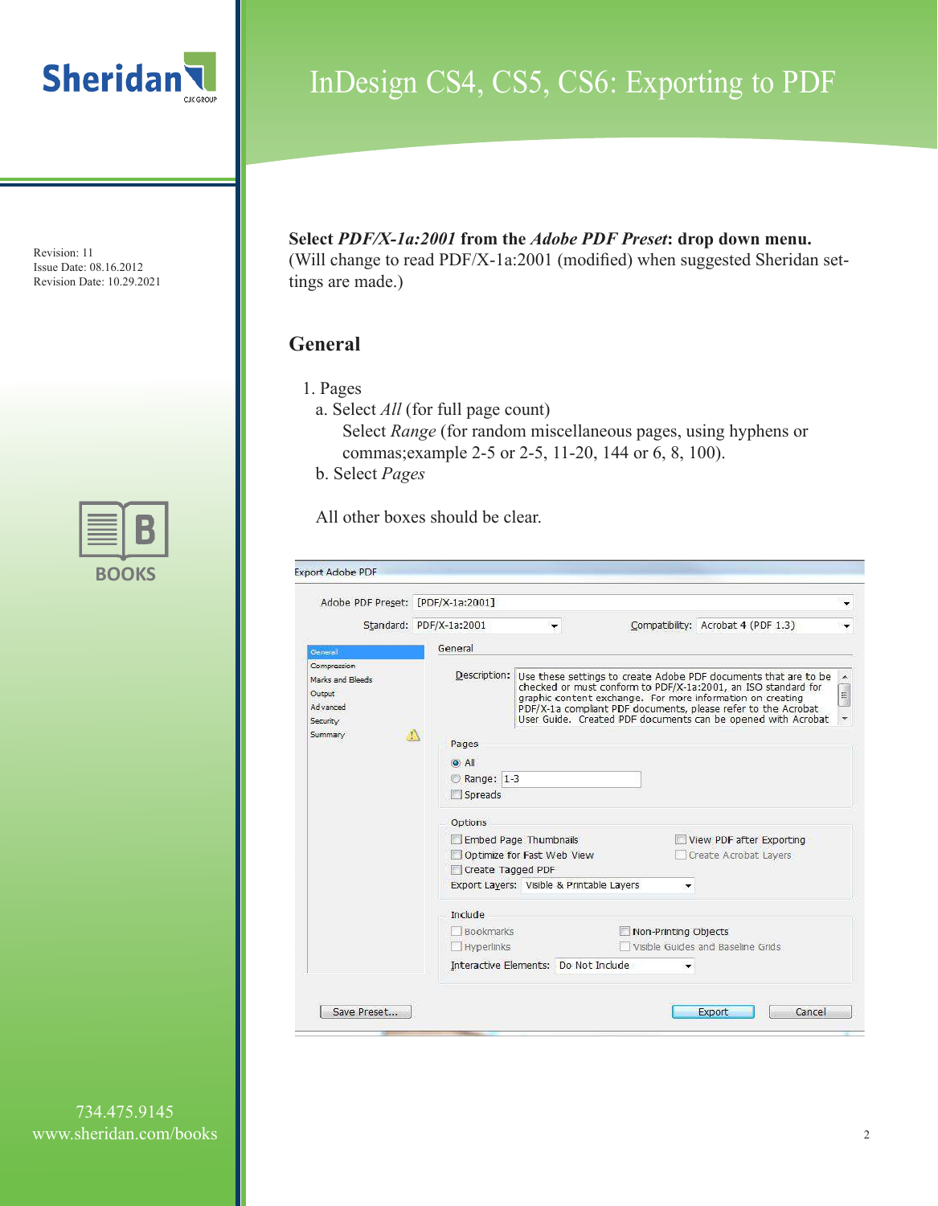**Select *PDF/X-1a:2001* from the *Adobe PDF Preset*: drop down menu.**
(Will change to read PDF/X-1a:2001 (modified) when suggested Sheridan settings are made.)

## General

1. Pages
   a. Select *All* (for full page count)
      Select *Range* (for random miscellaneous pages, using hyphens or commas;example 2-5 or 2-5, 11-20, 144 or 6, 8, 100).
   b. Select *Pages*

   All other boxes should be clear.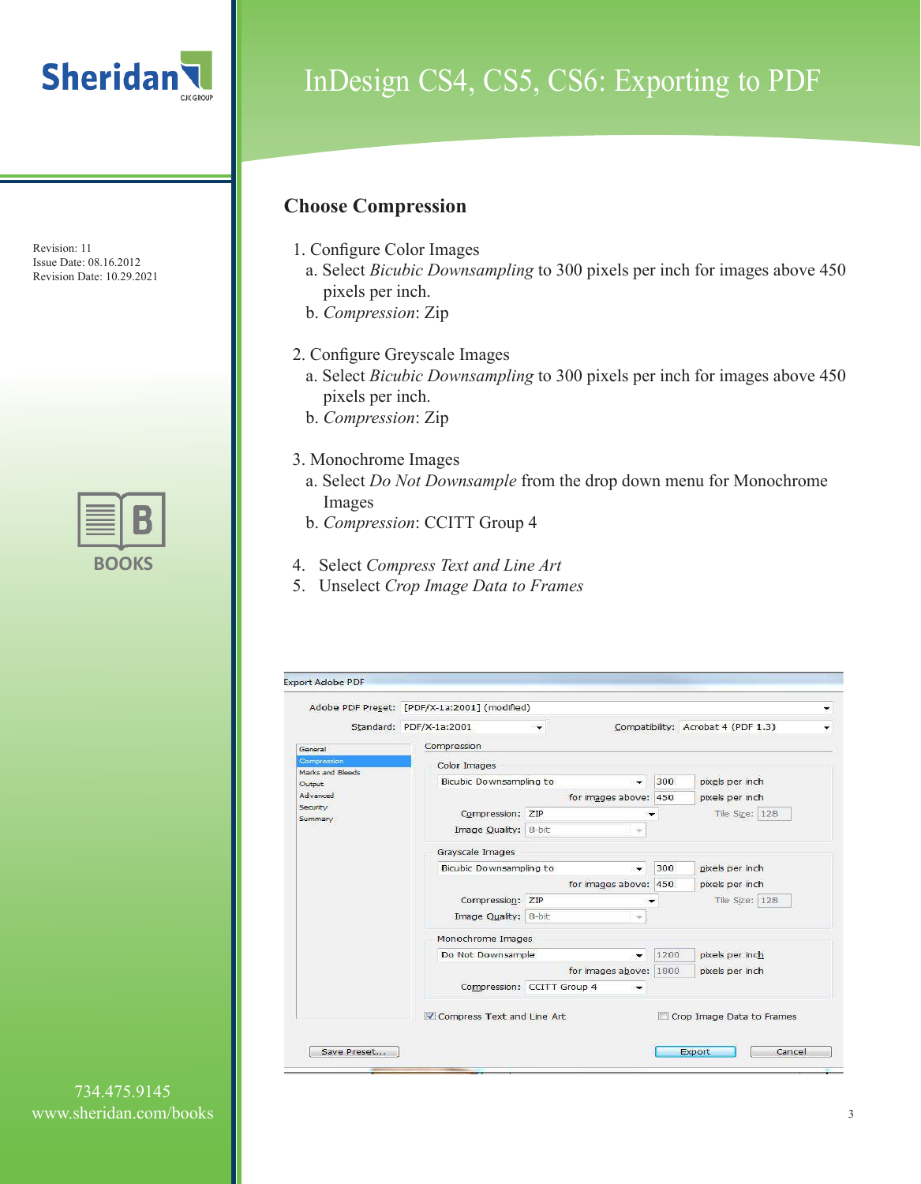# InDesign CS4, CS5, CS6: Exporting to PDF

Revision: 11
Issue Date: 08.16.2012
Revision Date: 10.29.2021

## Choose Compression

1. Configure Color Images
   a. Select *Bicubic Downsampling* to 300 pixels per inch for images above 450 pixels per inch.
   b. *Compression*: Zip

2. Configure Greyscale Images
   a. Select *Bicubic Downsampling* to 300 pixels per inch for images above 450 pixels per inch.
   b. *Compression*: Zip

3. Monochrome Images
   a. Select *Do Not Downsample* from the drop down menu for Monochrome Images
   b. *Compression*: CCITT Group 4

4. Select *Compress Text and Line Art*
5. Unselect *Crop Image Data to Frames*

734.475.9145
www.sheridan.com/books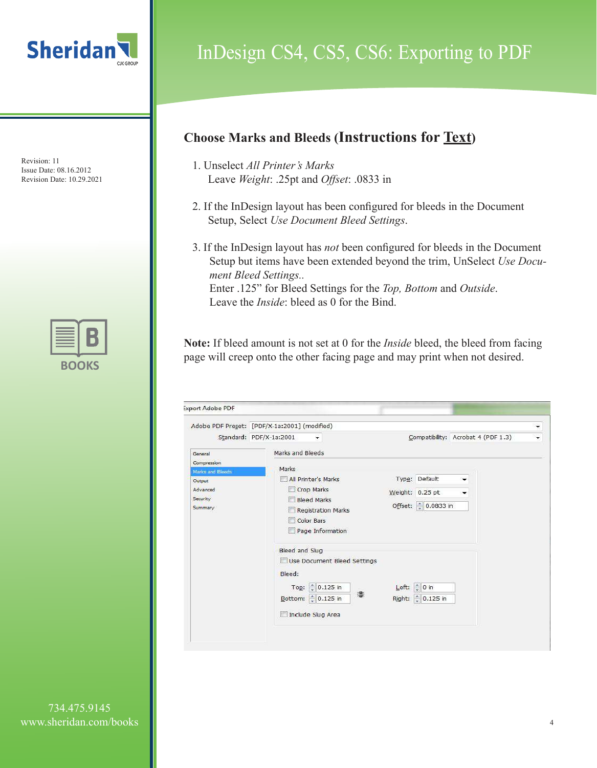## Choose Marks and Bleeds (Instructions for Text)

1. Unselect *All Printer's Marks*
   Leave *Weight*: .25pt and *Offset*: .0833 in

2. If the InDesign layout has been configured for bleeds in the Document Setup, Select *Use Document Bleed Settings*.

3. If the InDesign layout has *not* been configured for bleeds in the Document Setup but items have been extended beyond the trim, UnSelect *Use Document Bleed Settings..*
   Enter .125" for Bleed Settings for the *Top, Bottom* and *Outside*.
   Leave the *Inside*: bleed as 0 for the Bind.

**Note:** If bleed amount is not set at 0 for the *Inside* bleed, the bleed from facing page will creep onto the other facing page and may print when not desired.

Export Adobe PDF

Adobe PDF Preset: [PDF/X-1a:2001] (modified)
Standard: PDF/X-1a:2001 Compatibility: Acrobat 4 (PDF 1.3)

General
Compression
Marks and Bleeds
Output
Advanced
Security
Summary

Marks and Bleeds

Marks
- All Printer's Marks
- Crop Marks
- Bleed Marks
- Registration Marks
- Color Bars
- Page Information

Type: Default
Weight: 0.25 pt
Offset: 0.0833 in

Bleed and Slug
- Use Document Bleed Settings

Bleed:
Top: 0.125 in Left: 0 in
Bottom: 0.125 in Right: 0.125 in

- Include Slug Area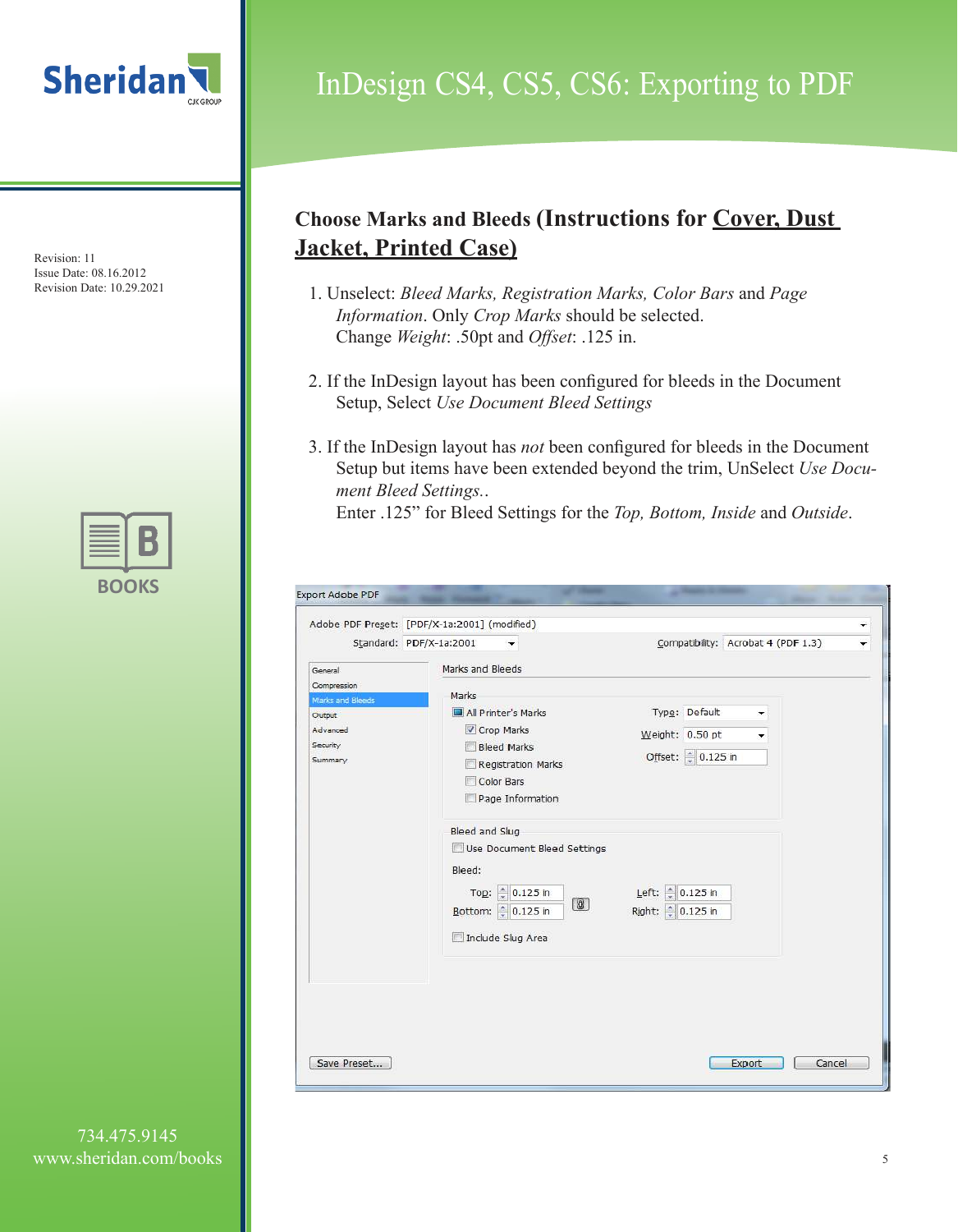## Choose Marks and Bleeds (Instructions for Cover, Dust Jacket, Printed Case)

1. Unselect: *Bleed Marks, Registration Marks, Color Bars* and *Page Information*. Only *Crop Marks* should be selected.
   Change *Weight*: .50pt and *Offset*: .125 in.

2. If the InDesign layout has been configured for bleeds in the Document Setup, Select *Use Document Bleed Settings*

3. If the InDesign layout has *not* been configured for bleeds in the Document Setup but items have been extended beyond the trim, UnSelect *Use Document Bleed Settings..*
   Enter .125” for Bleed Settings for the *Top, Bottom, Inside* and *Outside*.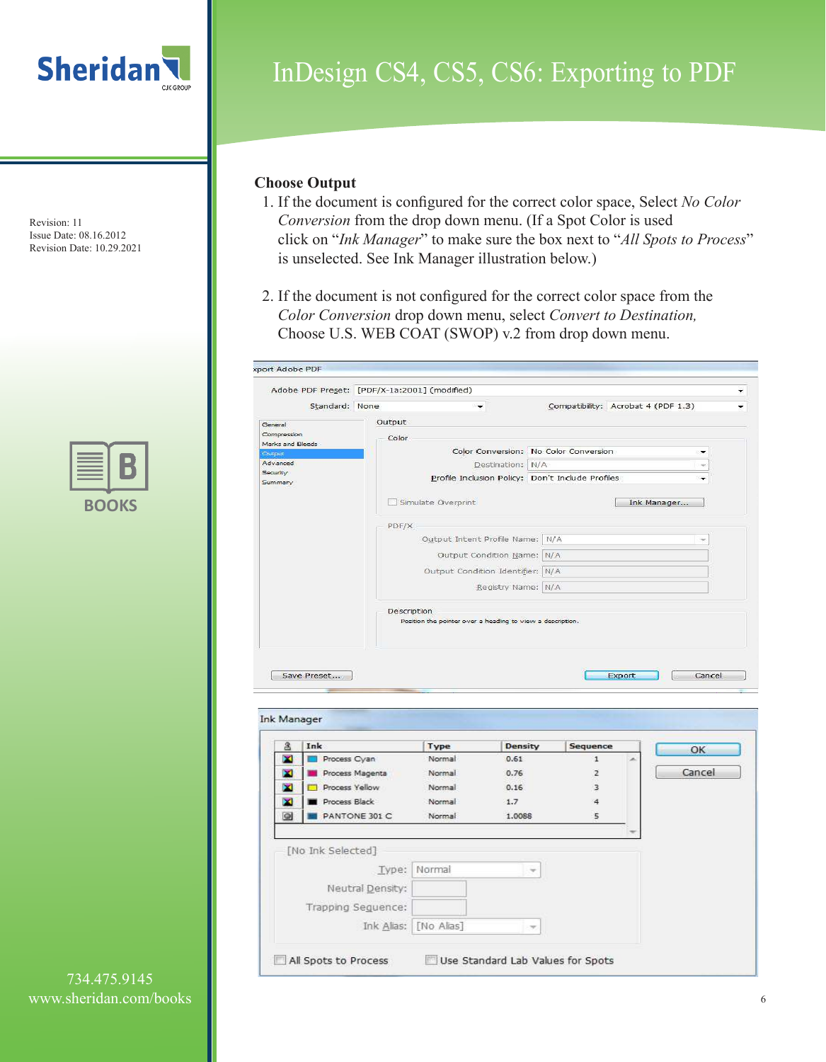Sheridan

InDesign CS4, CS5, CS6: Exporting to PDF

Revision: 11
Issue Date: 08.16.2012
Revision Date: 10.29.2021

### Choose Output

1. If the document is configured for the correct color space, Select *No Color Conversion* from the drop down menu. (If a Spot Color is used click on "*Ink Manager*" to make sure the box next to "*All Spots to Process*" is unselected. See Ink Manager illustration below.)

2. If the document is not configured for the correct color space from the *Color Conversion* drop down menu, select *Convert to Destination,* Choose U.S. WEB COAT (SWOP) v.2 from drop down menu.

734.475.9145
www.sheridan.com/books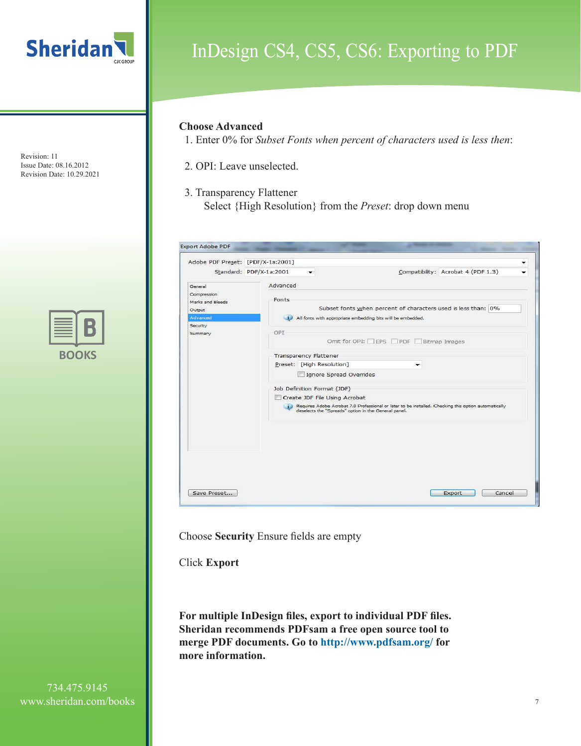# InDesign CS4, CS5, CS6: Exporting to PDF

Revision: 11
Issue Date: 08.16.2012
Revision Date: 10.29.2021

**Choose Advanced**

1. Enter 0% for *Subset Fonts when percent of characters used is less then*:
2. OPI: Leave unselected.
3. Transparency Flattener
   Select {High Resolution} from the *Preset*: drop down menu

Choose **Security** Ensure fields are empty

Click **Export**

**For multiple InDesign files, export to individual PDF files. Sheridan recommends PDFsam a free open source tool to merge PDF documents. Go to http://www.pdfsam.org/ for more information.**

734.475.9145
www.sheridan.com/books